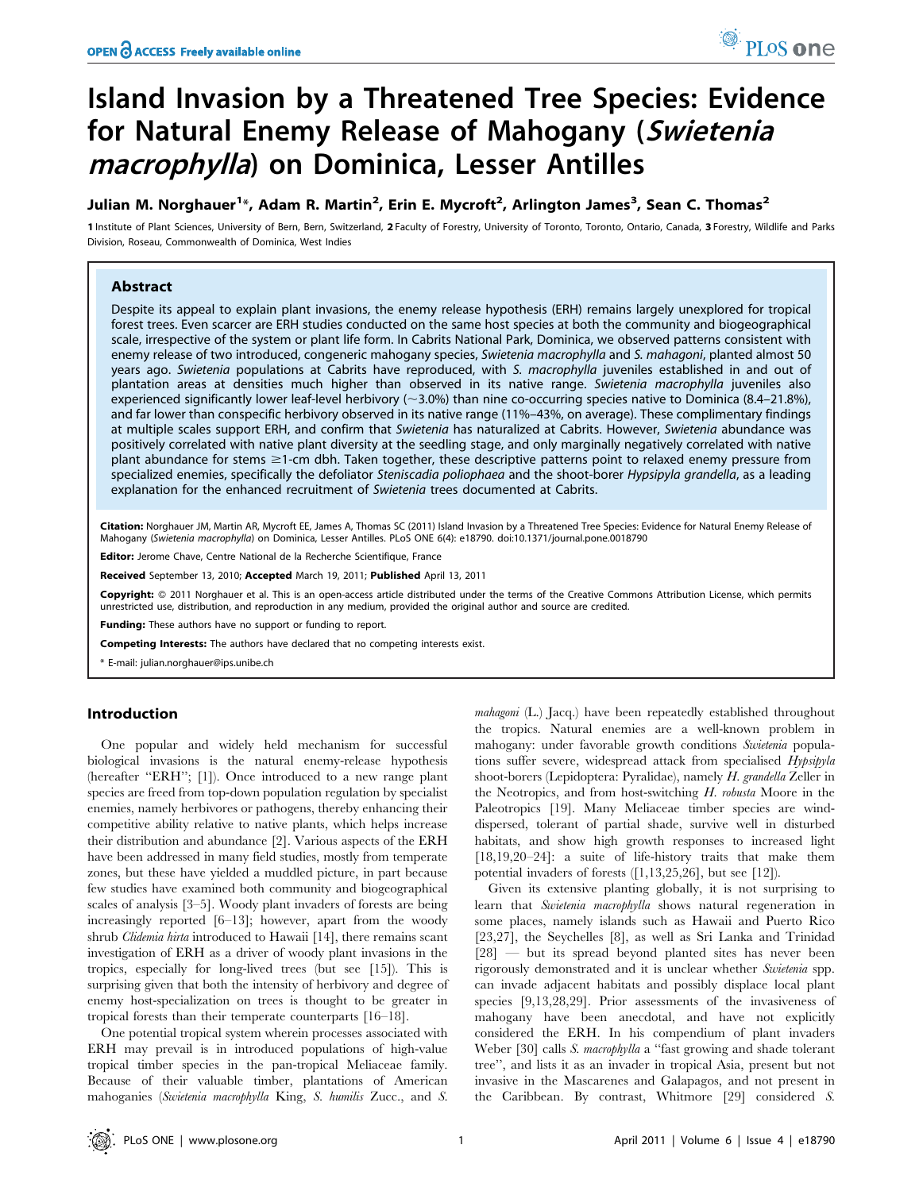# Island Invasion by a Threatened Tree Species: Evidence for Natural Enemy Release of Mahogany (*Swietenia macrophylla*) on Dominica, Lesser Antilles

**Julian M. Norghauer[1]*, Adam R. Martin[2], Erin E. Mycroft[2], Arlington James[3], Sean C. Thomas[2]**

[1] Institute of Plant Sciences, University of Bern, Bern, Switzerland, [2] Faculty of Forestry, University of Toronto, Toronto, Ontario, Canada, [3] Forestry, Wildlife and Parks Division, Roseau, Commonwealth of Dominica, West Indies

## Abstract

Despite its appeal to explain plant invasions, the enemy release hypothesis (ERH) remains largely unexplored for tropical forest trees. Even scarcer are ERH studies conducted on the same host species at both the community and biogeographical scale, irrespective of the system or plant life form. In Cabrits National Park, Dominica, we observed patterns consistent with enemy release of two introduced, congeneric mahogany species, *Swietenia macrophylla* and *S. mahagoni*, planted almost 50 years ago. *Swietenia* populations at Cabrits have reproduced, with *S. macrophylla* juveniles established in and out of plantation areas at densities much higher than observed in its native range. *Swietenia macrophylla* juveniles also experienced significantly lower leaf-level herbivory (~3.0%) than nine co-occurring species native to Dominica (8.4–21.8%), and far lower than conspecific herbivory observed in its native range (11%–43%, on average). These complimentary findings at multiple scales support ERH, and confirm that *Swietenia* has naturalized at Cabrits. However, *Swietenia* abundance was positively correlated with native plant diversity at the seedling stage, and only marginally negatively correlated with native plant abundance for stems ≥1-cm dbh. Taken together, these descriptive patterns point to relaxed enemy pressure from specialized enemies, specifically the defoliator *Steniscadia poliophaea* and the shoot-borer *Hypsipyla grandella*, as a leading explanation for the enhanced recruitment of *Swietenia* trees documented at Cabrits.

**Citation:** Norghauer JM, Martin AR, Mycroft EE, James A, Thomas SC (2011) Island Invasion by a Threatened Tree Species: Evidence for Natural Enemy Release of Mahogany (*Swietenia macrophylla*) on Dominica, Lesser Antilles. PLoS ONE 6(4): e18790. doi:10.1371/journal.pone.0018790

**Editor:** Jerome Chave, Centre National de la Recherche Scientifique, France

**Received** September 13, 2010; **Accepted** March 19, 2011; **Published** April 13, 2011

**Copyright:** © 2011 Norghauer et al. This is an open-access article distributed under the terms of the Creative Commons Attribution License, which permits unrestricted use, distribution, and reproduction in any medium, provided the original author and source are credited.

**Funding:** These authors have no support or funding to report.

**Competing Interests:** The authors have declared that no competing interests exist.

\* E-mail: julian.norghauer@ips.unibe.ch

## Introduction

One popular and widely held mechanism for successful biological invasions is the natural enemy-release hypothesis (hereafter "ERH"; [1]). Once introduced to a new range plant species are freed from top-down population regulation by specialist enemies, namely herbivores or pathogens, thereby enhancing their competitive ability relative to native plants, which helps increase their distribution and abundance [2]. Various aspects of the ERH have been addressed in many field studies, mostly from temperate zones, but these have yielded a muddled picture, in part because few studies have examined both community and biogeographical scales of analysis [3–5]. Woody plant invaders of forests are being increasingly reported [6–13]; however, apart from the woody shrub *Clidemia hirta* introduced to Hawaii [14], there remains scant investigation of ERH as a driver of woody plant invasions in the tropics, especially for long-lived trees (but see [15]). This is surprising given that both the intensity of herbivory and degree of enemy host-specialization on trees is thought to be greater in tropical forests than their temperate counterparts [16–18].

One potential tropical system wherein processes associated with ERH may prevail is in introduced populations of high-value tropical timber species in the pan-tropical Meliaceae family. Because of their valuable timber, plantations of American mahoganies (*Swietenia macrophylla* King, *S. humilis* Zucc., and *S. mahagoni* (L.) Jacq.) have been repeatedly established throughout the tropics. Natural enemies are a well-known problem in mahogany: under favorable growth conditions *Swietenia* populations suffer severe, widespread attack from specialised *Hypsipyla* shoot-borers (Lepidoptera: Pyralidae), namely *H. grandella* Zeller in the Neotropics, and from host-switching *H. robusta* Moore in the Paleotropics [19]. Many Meliaceae timber species are wind-dispersed, tolerant of partial shade, survive well in disturbed habitats, and show high growth responses to increased light [18,19,20–24]: a suite of life-history traits that make them potential invaders of forests ([1,13,25,26], but see [12]).

Given its extensive planting globally, it is not surprising to learn that *Swietenia macrophylla* shows natural regeneration in some places, namely islands such as Hawaii and Puerto Rico [23,27], the Seychelles [8], as well as Sri Lanka and Trinidad [28] — but its spread beyond planted sites has never been rigorously demonstrated and it is unclear whether *Swietenia* spp. can invade adjacent habitats and possibly displace local plant species [9,13,28,29]. Prior assessments of the invasiveness of mahogany have been anecdotal, and have not explicitly considered the ERH. In his compendium of plant invaders Weber [30] calls *S. macrophylla* a "fast growing and shade tolerant tree", and lists it as an invader in tropical Asia, present but not invasive in the Mascarenes and Galapagos, and not present in the Caribbean. By contrast, Whitmore [29] considered *S.*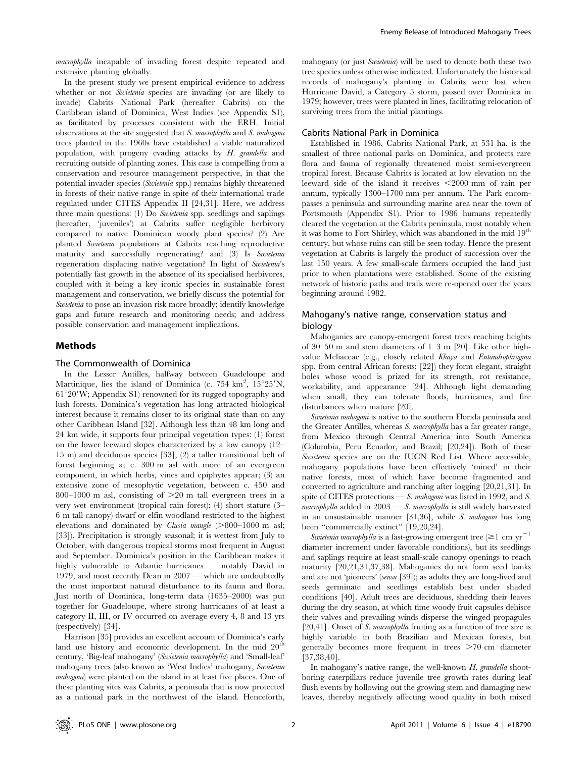*macrophylla* incapable of invading forest despite repeated and extensive planting globally.

In the present study we present empirical evidence to address whether or not *Swietenia* species are invading (or are likely to invade) Cabrits National Park (hereafter Cabrits) on the Caribbean island of Dominica, West Indies (see Appendix S1), as facilitated by processes consistent with the ERH. Initial observations at the site suggested that *S. macrophylla* and *S. mahagoni* trees planted in the 1960s have established a viable naturalized population, with progeny evading attacks by *H. grandella* and recruiting outside of planting zones. This case is compelling from a conservation and resource management perspective, in that the potential invader species (*Swietenia* spp.) remains highly threatened in forests of their native range in spite of their international trade regulated under CITES Appendix II [24,31]. Here, we address three main questions: (1) Do *Swietenia* spp. seedlings and saplings (hereafter, 'juveniles') at Cabrits suffer negligible herbivory compared to native Dominican woody plant species? (2) Are planted *Swietenia* populations at Cabrits reaching reproductive maturity and successfully regenerating? and (3) Is *Swietenia* regeneration displacing native vegetation? In light of *Swietenia*'s potentially fast growth in the absence of its specialised herbivores, coupled with it being a key iconic species in sustainable forest management and conservation, we briefly discuss the potential for *Swietenia* to pose an invasion risk more broadly; identify knowledge gaps and future research and monitoring needs; and address possible conservation and management implications.

## Methods

### The Commonwealth of Dominica

In the Lesser Antilles, halfway between Guadeloupe and Martinique, lies the island of Dominica (c. 754 km$^2$, 15°25′N, 61°20′W; Appendix S1) renowned for its rugged topography and lush forests. Dominica's vegetation has long attracted biological interest because it remains closer to its original state than on any other Caribbean Island [32]. Although less than 48 km long and 24 km wide, it supports four principal vegetation types: (1) forest on the lower leeward slopes characterized by a low canopy (12–15 m) and deciduous species [33]; (2) a taller transitional belt of forest beginning at c. 300 m asl with more of an evergreen component, in which herbs, vines and epiphytes appear; (3) an extensive zone of mesophytic vegetation, between c. 450 and 800–1000 m asl, consisting of >20 m tall evergreen trees in a very wet environment (tropical rain forest); (4) short stature (3–6 m tall canopy) dwarf or elfin woodland restricted to the highest elevations and dominated by *Clusia mangle* (>800–1000 m asl; [33]). Precipitation is strongly seasonal; it is wettest from July to October, with dangerous tropical storms most frequent in August and September. Dominica's position in the Caribbean makes it highly vulnerable to Atlantic hurricanes — notably David in 1979, and most recently Dean in 2007 — which are undoubtedly the most important natural disturbance to its fauna and flora. Just north of Dominica, long-term data (1635–2000) was put together for Guadeloupe, where strong hurricanes of at least a category II, III, or IV occurred on average every 4, 8 and 13 yrs (respectively) [34].

Harrison [35] provides an excellent account of Dominica's early land use history and economic development. In the mid 20$^{th}$ century, 'Big-leaf mahogany' (*Swietenia macrophylla*) and 'Small-leaf' mahogany trees (also known as 'West Indies' mahogany, *Swietenia mahagoni*) were planted on the island in at least five places. One of these planting sites was Cabrits, a peninsula that is now protected as a national park in the northwest of the island. Henceforth, mahogany (or just *Swietenia*) will be used to denote both these two tree species unless otherwise indicated. Unfortunately the historical records of mahogany's planting in Cabrits were lost when Hurricane David, a Category 5 storm, passed over Dominica in 1979; however, trees were planted in lines, facilitating relocation of surviving trees from the initial plantings.

### Cabrits National Park in Dominica

Established in 1986, Cabrits National Park, at 531 ha, is the smallest of three national parks on Dominica, and protects rare flora and fauna of regionally threatened moist semi-evergreen tropical forest. Because Cabrits is located at low elevation on the leeward side of the island it receives <2000 mm of rain per annum, typically 1300–1700 mm per annum. The Park encompasses a peninsula and surrounding marine area near the town of Portsmouth (Appendix S1). Prior to 1986 humans repeatedly cleared the vegetation at the Cabrits peninsula, most notably when it was home to Fort Shirley, which was abandoned in the mid 19$^{th}$ century, but whose ruins can still be seen today. Hence the present vegetation at Cabrits is largely the product of succession over the last 150 years. A few small-scale farmers occupied the land just prior to when plantations were established. Some of the existing network of historic paths and trails were re-opened over the years beginning around 1982.

### Mahogany's native range, conservation status and biology

Mahoganies are canopy-emergent forest trees reaching heights of 30–50 m and stem diameters of 1–3 m [20]. Like other high-value Meliaceae (e.g., closely related *Khaya* and *Entandrophragma* spp. from central African forests; [22]) they form elegant, straight boles whose wood is prized for its strength, rot resistance, workability, and appearance [24]. Although light demanding when small, they can tolerate floods, hurricanes, and fire disturbances when mature [20].

*Swietenia mahagoni* is native to the southern Florida peninsula and the Greater Antilles, whereas *S. macrophylla* has a far greater range, from Mexico through Central America into South America (Columbia, Peru Ecuador, and Brazil; [20,24]). Both of these *Swietenia* species are on the IUCN Red List. Where accessible, mahogany populations have been effectively 'mined' in their native forests, most of which have become fragmented and converted to agriculture and ranching after logging [20,21,31]. In spite of CITES protections — *S. mahagoni* was listed in 1992, and *S. macrophylla* added in 2003 — *S. macrophylla* is still widely harvested in an unsustainable manner [31,36], while *S. mahagoni* has long been "commercially extinct" [19,20,24].

*Swietenia macrophylla* is a fast-growing emergent tree (≥1 cm yr$^{-1}$ diameter increment under favorable conditions), but its seedlings and saplings require at least small-scale canopy openings to reach maturity [20,21,31,37,38]. Mahoganies do not form seed banks and are not 'pioneers' (*sensu* [39]); as adults they are long-lived and seeds germinate and seedlings establish best under shaded conditions [40]. Adult trees are deciduous, shedding their leaves during the dry season, at which time woody fruit capsules dehisce their valves and prevailing winds disperse the winged propagules [20,41]. Onset of *S. macrophylla* fruiting as a function of tree size is highly variable in both Brazilian and Mexican forests, but generally becomes more frequent in trees >70 cm diameter [37,38,40].

In mahogany's native range, the well-known *H. grandella* shoot-boring caterpillars reduce juvenile tree growth rates during leaf flush events by hollowing out the growing stem and damaging new leaves, thereby negatively affecting wood quality in both mixed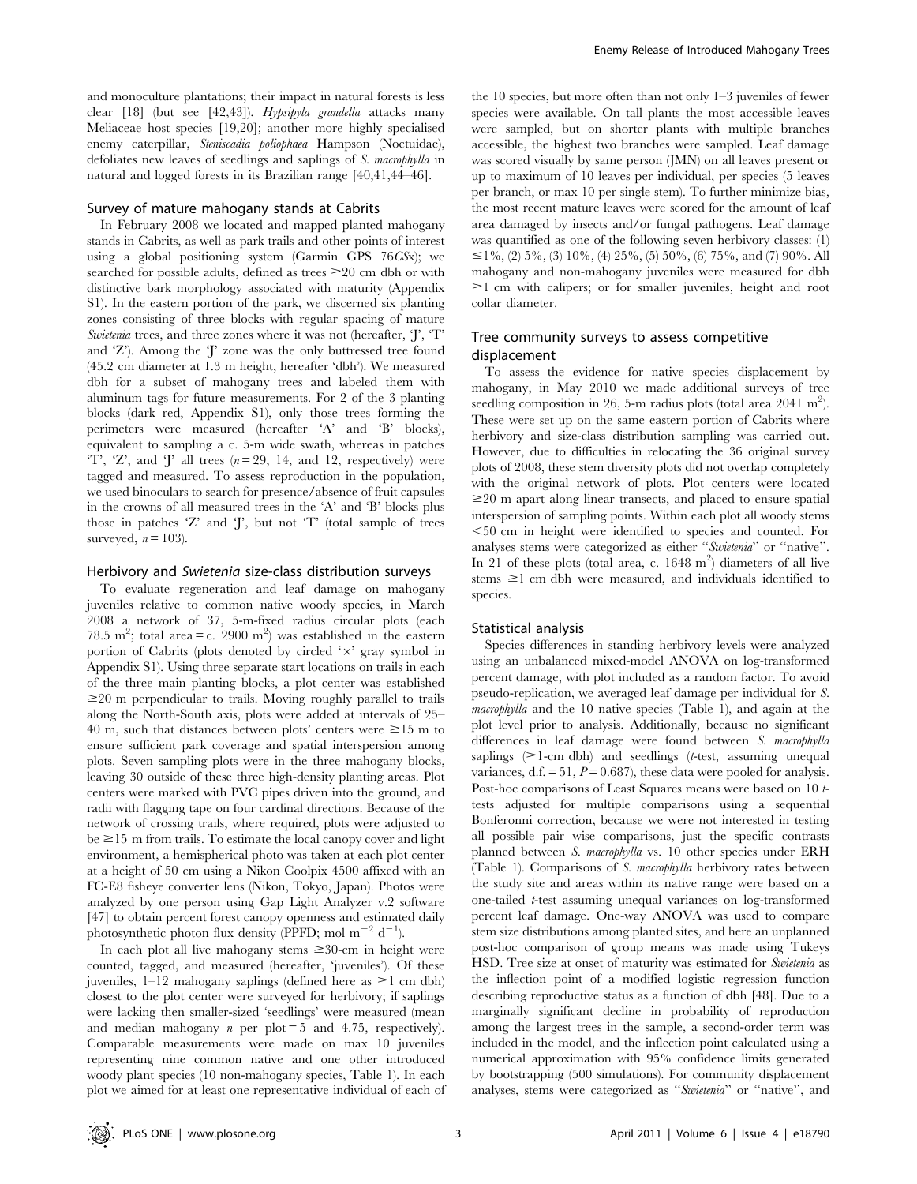and monoculture plantations; their impact in natural forests is less clear [18] (but see [42,43]). *Hypsipyla grandella* attacks many Meliaceae host species [19,20]; another more highly specialised enemy caterpillar, *Steniscadia poliophaea* Hampson (Noctuidae), defoliates new leaves of seedlings and saplings of *S. macrophylla* in natural and logged forests in its Brazilian range [40,41,44–46].

## Survey of mature mahogany stands at Cabrits

In February 2008 we located and mapped planted mahogany stands in Cabrits, as well as park trails and other points of interest using a global positioning system (Garmin GPS 76*CSx*); we searched for possible adults, defined as trees ≥20 cm dbh or with distinctive bark morphology associated with maturity (Appendix S1). In the eastern portion of the park, we discerned six planting zones consisting of three blocks with regular spacing of mature *Swietenia* trees, and three zones where it was not (hereafter, 'J', 'T' and 'Z'). Among the 'J' zone was the only buttressed tree found (45.2 cm diameter at 1.3 m height, hereafter 'dbh'). We measured dbh for a subset of mahogany trees and labeled them with aluminum tags for future measurements. For 2 of the 3 planting blocks (dark red, Appendix S1), only those trees forming the perimeters were measured (hereafter 'A' and 'B' blocks), equivalent to sampling a c. 5-m wide swath, whereas in patches 'T', 'Z', and 'J' all trees ($n = 29$, 14, and 12, respectively) were tagged and measured. To assess reproduction in the population, we used binoculars to search for presence/absence of fruit capsules in the crowns of all measured trees in the 'A' and 'B' blocks plus those in patches 'Z' and 'J', but not 'T' (total sample of trees surveyed, $n = 103$).

## Herbivory and *Swietenia* size-class distribution surveys

To evaluate regeneration and leaf damage on mahogany juveniles relative to common native woody species, in March 2008 a network of 37, 5-m-fixed radius circular plots (each 78.5 $m^2$; total area = c. 2900 $m^2$) was established in the eastern portion of Cabrits (plots denoted by circled '×' gray symbol in Appendix S1). Using three separate start locations on trails in each of the three main planting blocks, a plot center was established ≥20 m perpendicular to trails. Moving roughly parallel to trails along the North-South axis, plots were added at intervals of 25–40 m, such that distances between plots' centers were ≥15 m to ensure sufficient park coverage and spatial interspersion among plots. Seven sampling plots were in the three mahogany blocks, leaving 30 outside of these three high-density planting areas. Plot centers were marked with PVC pipes driven into the ground, and radii with flagging tape on four cardinal directions. Because of the network of crossing trails, where required, plots were adjusted to be ≥15 m from trails. To estimate the local canopy cover and light environment, a hemispherical photo was taken at each plot center at a height of 50 cm using a Nikon Coolpix 4500 affixed with an FC-E8 fisheye converter lens (Nikon, Tokyo, Japan). Photos were analyzed by one person using Gap Light Analyzer v.2 software [47] to obtain percent forest canopy openness and estimated daily photosynthetic photon flux density (PPFD; mol $m^{-2}$ $d^{-1}$).

In each plot all live mahogany stems ≥30-cm in height were counted, tagged, and measured (hereafter, 'juveniles'). Of these juveniles, 1–12 mahogany saplings (defined here as ≥1 cm dbh) closest to the plot center were surveyed for herbivory; if saplings were lacking then smaller-sized 'seedlings' were measured (mean and median mahogany $n$ per plot = 5 and 4.75, respectively). Comparable measurements were made on max 10 juveniles representing nine common native and one other introduced woody plant species (10 non-mahogany species, Table 1). In each plot we aimed for at least one representative individual of each of the 10 species, but more often than not only 1–3 juveniles of fewer species were available. On tall plants the most accessible leaves were sampled, but on shorter plants with multiple branches accessible, the highest two branches were sampled. Leaf damage was scored visually by same person (JMN) on all leaves present or up to maximum of 10 leaves per individual, per species (5 leaves per branch, or max 10 per single stem). To further minimize bias, the most recent mature leaves were scored for the amount of leaf area damaged by insects and/or fungal pathogens. Leaf damage was quantified as one of the following seven herbivory classes: (1) ≤1%, (2) 5%, (3) 10%, (4) 25%, (5) 50%, (6) 75%, and (7) 90%. All mahogany and non-mahogany juveniles were measured for dbh ≥1 cm with calipers; or for smaller juveniles, height and root collar diameter.

## Tree community surveys to assess competitive displacement

To assess the evidence for native species displacement by mahogany, in May 2010 we made additional surveys of tree seedling composition in 26, 5-m radius plots (total area 2041 $m^2$). These were set up on the same eastern portion of Cabrits where herbivory and size-class distribution sampling was carried out. However, due to difficulties in relocating the 36 original survey plots of 2008, these stem diversity plots did not overlap completely with the original network of plots. Plot centers were located ≥20 m apart along linear transects, and placed to ensure spatial interspersion of sampling points. Within each plot all woody stems <50 cm in height were identified to species and counted. For analyses stems were categorized as either "*Swietenia*" or "native". In 21 of these plots (total area, c. 1648 $m^2$) diameters of all live stems ≥1 cm dbh were measured, and individuals identified to species.

## Statistical analysis

Species differences in standing herbivory levels were analyzed using an unbalanced mixed-model ANOVA on log-transformed percent damage, with plot included as a random factor. To avoid pseudo-replication, we averaged leaf damage per individual for *S. macrophylla* and the 10 native species (Table 1), and again at the plot level prior to analysis. Additionally, because no significant differences in leaf damage were found between *S. macrophylla* saplings (≥1-cm dbh) and seedlings ($t$-test, assuming unequal variances, d.f. = 51, $P = 0.687$), these data were pooled for analysis. Post-hoc comparisons of Least Squares means were based on 10 $t$-tests adjusted for multiple comparisons using a sequential Bonferonni correction, because we were not interested in testing all possible pair wise comparisons, just the specific contrasts planned between *S. macrophylla* vs. 10 other species under ERH (Table 1). Comparisons of *S. macrophylla* herbivory rates between the study site and areas within its native range were based on a one-tailed $t$-test assuming unequal variances on log-transformed percent leaf damage. One-way ANOVA was used to compare stem size distributions among planted sites, and here an unplanned post-hoc comparison of group means was made using Tukeys HSD. Tree size at onset of maturity was estimated for *Swietenia* as the inflection point of a modified logistic regression function describing reproductive status as a function of dbh [48]. Due to a marginally significant decline in probability of reproduction among the largest trees in the sample, a second-order term was included in the model, and the inflection point calculated using a numerical approximation with 95% confidence limits generated by bootstrapping (500 simulations). For community displacement analyses, stems were categorized as "*Swietenia*" or "native", and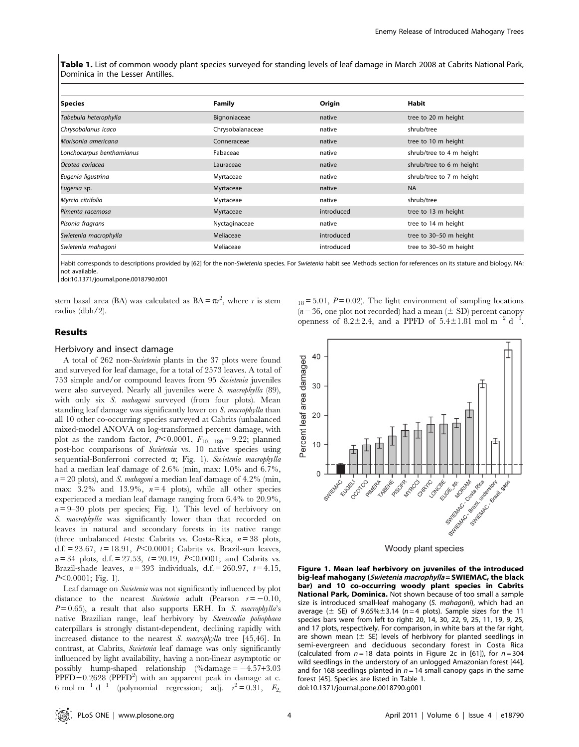**Table 1.** List of common woody plant species surveyed for standing levels of leaf damage in March 2008 at Cabrits National Park, Dominica in the Lesser Antilles.

| Species | Family | Origin | Habit |
|---|---|---|---|
| *Tabebuia heterophylla* | Bignoniaceae | native | tree to 20 m height |
| *Chrysobalanus icaco* | Chrysobalanaceae | native | shrub/tree |
| *Morisonia americana* | Conneraceae | native | tree to 10 m height |
| *Lonchocarpus benthamianus* | Fabaceae | native | shrub/tree to 4 m height |
| *Ocotea coriacea* | Lauraceae | native | shrub/tree to 6 m height |
| *Eugenia ligustrina* | Myrtaceae | native | shrub/tree to 7 m height |
| *Eugenia* sp. | Myrtaceae | native | NA |
| *Myrcia citrifolia* | Myrtaceae | native | shrub/tree |
| *Pimenta racemosa* | Myrtaceae | introduced | tree to 13 m height |
| *Pisonia fragrans* | Nyctaginaceae | native | tree to 14 m height |
| *Swietenia macrophylla* | Meliaceae | introduced | tree to 30–50 m height |
| *Swietenia mahagoni* | Meliaceae | introduced | tree to 30–50 m height |

Habit corresponds to descriptions provided by [62] for the non-*Swietenia* species. For *Swietenia* habit see Methods section for references on its stature and biology. NA: not available.
doi:10.1371/journal.pone.0018790.t001

stem basal area (BA) was calculated as $BA = \pi r^2$, where $r$ is stem radius (dbh/2).

## Results

### Herbivory and insect damage

A total of 262 non-*Swietenia* plants in the 37 plots were found and surveyed for leaf damage, for a total of 2573 leaves. A total of 753 simple and/or compound leaves from 95 *Swietenia* juveniles were also surveyed. Nearly all juveniles were *S. macrophylla* (89), with only six *S. mahagoni* surveyed (from four plots). Mean standing leaf damage was significantly lower on *S. macrophylla* than all 10 other co-occurring species surveyed at Cabrits (unbalanced mixed-model ANOVA on log-transformed percent damage, with plot as the random factor, $P<0.0001$, $F_{10,\ 180}=9.22$; planned post-hoc comparisons of *Swietenia* vs. 10 native species using sequential-Bonferroni corrected $\alpha$; Fig. 1). *Swietenia macrophylla* had a median leaf damage of 2.6% (min, max: 1.0% and 6.7%, $n=20$ plots), and *S. mahagoni* a median leaf damage of 4.2% (min, max: 3.2% and 13.9%, $n=4$ plots), while all other species experienced a median leaf damage ranging from 6.4% to 20.9%, $n=9$–30 plots per species; Fig. 1). This level of herbivory on *S. macrophylla* was significantly lower than that recorded on leaves in natural and secondary forests in its native range (three unbalanced $t$-tests: Cabrits vs. Costa-Rica, $n=38$ plots, d.f. $=23.67$, $t=18.91$, $P<0.0001$; Cabrits vs. Brazil-sun leaves, $n=34$ plots, d.f. $=27.53$, $t=20.19$, $P<0.0001$; and Cabrits vs. Brazil-shade leaves, $n=393$ individuals, d.f. $=260.97$, $t=4.15$, $P<0.0001$; Fig. 1).

Leaf damage on *Swietenia* was not significantly influenced by plot distance to the nearest *Swietenia* adult (Pearson $r=-0.10$, $P=0.65$), a result that also supports ERH. In *S. macrophylla*'s native Brazilian range, leaf herbivory by *Steniscadia poliophaea* caterpillars is strongly distant-dependent, declining rapidly with increased distance to the nearest *S. macrophylla* tree [45,46]. In contrast, at Cabrits, *Swietenia* leaf damage was only significantly influenced by light availability, having a non-linear asymptotic or possibly hump-shaped relationship (%damage $=-4.57+3.03$ PPFD$-0.2628$ (PPFD$^2$) with an apparent peak in damage at c. 6 mol m$^{-1}$ d$^{-1}$ (polynomial regression; adj. $r^2=0.31$, $F_{2,\ 18}=5.01$, $P=0.02$). The light environment of sampling locations ($n=36$, one plot not recorded) had a mean ($\pm$ SD) percent canopy openness of $8.2\pm2.4$, and a PPFD of $5.4\pm1.81$ mol m$^{-2}$ d$^{-1}$.

**Figure 1. Mean leaf herbivory on juveniles of the introduced big-leaf mahogany (*Swietenia macrophylla* = SWIEMAC, the black bar) and 10 co-occurring woody plant species in Cabrits National Park, Dominica.** Not shown because of too small a sample size is introduced small-leaf mahogany (*S. mahagoni*), which had an average ($\pm$ SE) of $9.65\%\pm3.14$ ($n=4$ plots). Sample sizes for the 11 species bars were from left to right: 20, 14, 30, 22, 9, 25, 11, 19, 9, 25, and 17 plots, respectively. For comparison, in white bars at the far right, are shown mean ($\pm$ SE) levels of herbivory for planted seedlings in semi-evergreen and deciduous secondary forest in Costa Rica (calculated from $n=18$ data points in Figure 2c in [61]), for $n=304$ wild seedlings in the understory of an unlogged Amazonian forest [44], and for 168 seedlings planted in $n=14$ small canopy gaps in the same forest [45]. Species are listed in Table 1.
doi:10.1371/journal.pone.0018790.g001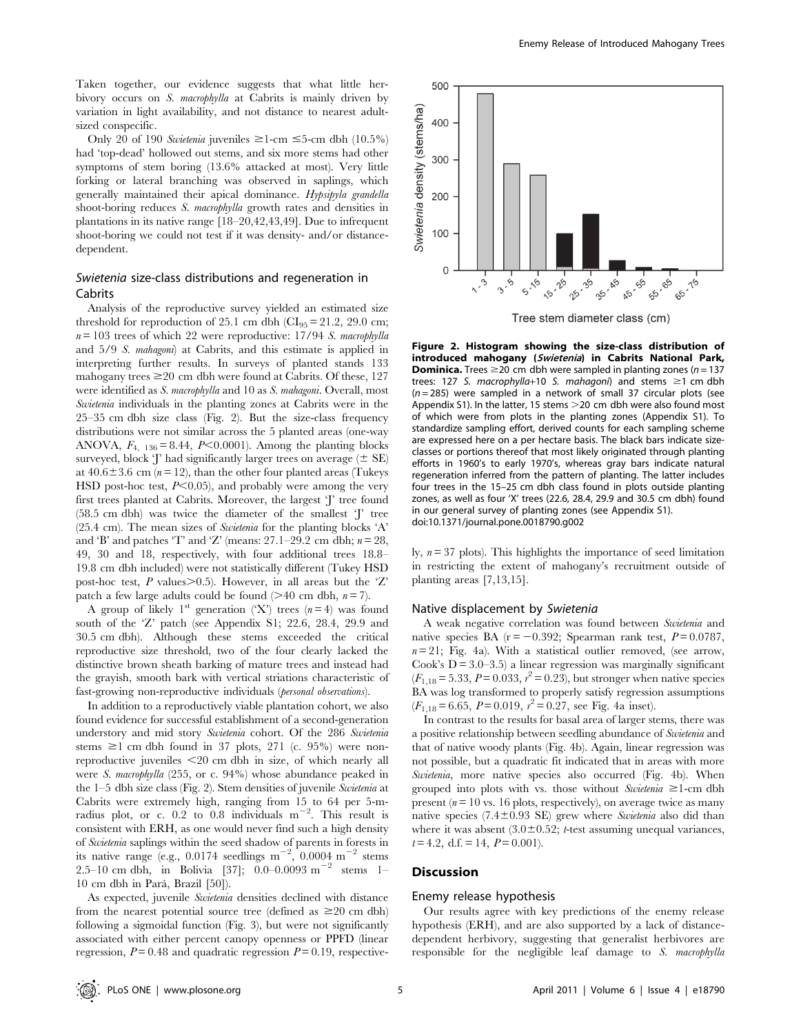Taken together, our evidence suggests that what little herbivory occurs on *S. macrophylla* at Cabrits is mainly driven by variation in light availability, and not distance to nearest adult-sized conspecific.

Only 20 of 190 *Swietenia* juveniles ≥1-cm ≤5-cm dbh (10.5%) had 'top-dead' hollowed out stems, and six more stems had other symptoms of stem boring (13.6% attacked at most). Very little forking or lateral branching was observed in saplings, which generally maintained their apical dominance. *Hypsipyla grandella* shoot-boring reduces *S. macrophylla* growth rates and densities in plantations in its native range [18–20,42,43,49]. Due to infrequent shoot-boring we could not test if it was density- and/or distance-dependent.

### *Swietenia* size-class distributions and regeneration in Cabrits

Analysis of the reproductive survey yielded an estimated size threshold for reproduction of 25.1 cm dbh ($CI_{95}$ = 21.2, 29.0 cm; $n$ = 103 trees of which 22 were reproductive: 17/94 *S. macrophylla* and 5/9 *S. mahagoni*) at Cabrits, and this estimate is applied in interpreting further results. In surveys of planted stands 133 mahogany trees ≥20 cm dbh were found at Cabrits. Of these, 127 were identified as *S. macrophylla* and 10 as *S. mahagoni*. Overall, most *Swietenia* individuals in the planting zones at Cabrits were in the 25–35 cm dbh size class (Fig. 2). But the size-class frequency distributions were not similar across the 5 planted areas (one-way ANOVA, $F_{4,\ 136}$ = 8.44, $P$<0.0001). Among the planting blocks surveyed, block 'J' had significantly larger trees on average (± SE) at 40.6±3.6 cm ($n$ = 12), than the other four planted areas (Tukeys HSD post-hoc test, $P$<0.05), and probably were among the very first trees planted at Cabrits. Moreover, the largest 'J' tree found (58.5 cm dbh) was twice the diameter of the smallest 'J' tree (25.4 cm). The mean sizes of *Swietenia* for the planting blocks 'A' and 'B' and patches 'T' and 'Z' (means: 27.1–29.2 cm dbh; $n$ = 28, 49, 30 and 18, respectively, with four additional trees 18.8–19.8 cm dbh included) were not statistically different (Tukey HSD post-hoc test, $P$ values>0.5). However, in all areas but the 'Z' patch a few large adults could be found (>40 cm dbh, $n$ = 7).

A group of likely 1st generation ('X') trees ($n$ = 4) was found south of the 'Z' patch (see Appendix S1; 22.6, 28.4, 29.9 and 30.5 cm dbh). Although these stems exceeded the critical reproductive size threshold, two of the four clearly lacked the distinctive brown sheath barking of mature trees and instead had the grayish, smooth bark with vertical striations characteristic of fast-growing non-reproductive individuals (*personal observations*).

In addition to a reproductively viable plantation cohort, we also found evidence for successful establishment of a second-generation understory and mid story *Swietenia* cohort. Of the 286 *Swietenia* stems ≥1 cm dbh found in 37 plots, 271 (c. 95%) were non-reproductive juveniles <20 cm dbh in size, of which nearly all were *S. macrophylla* (255, or c. 94%) whose abundance peaked in the 1–5 dbh size class (Fig. 2). Stem densities of juvenile *Swietenia* at Cabrits were extremely high, ranging from 15 to 64 per 5-m-radius plot, or c. 0.2 to 0.8 individuals $m^{-2}$. This result is consistent with ERH, as one would never find such a high density of *Swietenia* saplings within the seed shadow of parents in forests in its native range (e.g., 0.0174 seedlings $m^{-2}$, 0.0004 $m^{-2}$ stems 2.5–10 cm dbh, in Bolivia [37]; 0.0–0.0093 $m^{-2}$ stems 1–10 cm dbh in Pará, Brazil [50]).

As expected, juvenile *Swietenia* densities declined with distance from the nearest potential source tree (defined as ≥20 cm dbh) following a sigmoidal function (Fig. 3), but were not significantly associated with either percent canopy openness or PPFD (linear regression, $P$ = 0.48 and quadratic regression $P$ = 0.19, respectively, $n$ = 37 plots). This highlights the importance of seed limitation in restricting the extent of mahogany's recruitment outside of planting areas [7,13,15].

**Figure 2. Histogram showing the size-class distribution of introduced mahogany (*Swietenia*) in Cabrits National Park, Dominica.** Trees ≥20 cm dbh were sampled in planting zones ($n$ = 137 trees: 127 *S. macrophylla*+10 *S. mahagoni*) and stems ≥1 cm dbh ($n$ = 285) were sampled in a network of small 37 circular plots (see Appendix S1). In the latter, 15 stems >20 cm dbh were also found most of which were from plots in the planting zones (Appendix S1). To standardize sampling effort, derived counts for each sampling scheme are expressed here on a per hectare basis. The black bars indicate size-classes or portions thereof that most likely originated through planting efforts in 1960's to early 1970's, whereas gray bars indicate natural regeneration inferred from the pattern of planting. The latter includes four trees in the 15–25 cm dbh class found in plots outside planting zones, as well as four 'X' trees (22.6, 28.4, 29.9 and 30.5 cm dbh) found in our general survey of planting zones (see Appendix S1).
doi:10.1371/journal.pone.0018790.g002

### Native displacement by *Swietenia*

A weak negative correlation was found between *Swietenia* and native species BA (r = −0.392; Spearman rank test, $P$ = 0.0787, $n$ = 21; Fig. 4a). With a statistical outlier removed, (see arrow, Cook's D = 3.0–3.5) a linear regression was marginally significant ($F_{1,18}$ = 5.33, $P$ = 0.033, $r^2$ = 0.23), but stronger when native species BA was log transformed to properly satisfy regression assumptions ($F_{1,18}$ = 6.65, $P$ = 0.019, $r^2$ = 0.27, see Fig. 4a inset).

In contrast to the results for basal area of larger stems, there was a positive relationship between seedling abundance of *Swietenia* and that of native woody plants (Fig. 4b). Again, linear regression was not possible, but a quadratic fit indicated that in areas with more *Swietenia*, more native species also occurred (Fig. 4b). When grouped into plots with vs. those without *Swietenia* ≥1-cm dbh present ($n$ = 10 vs. 16 plots, respectively), on average twice as many native species (7.4±0.93 SE) grew where *Swietenia* also did than where it was absent (3.0±0.52; *t*-test assuming unequal variances, $t$ = 4.2, d.f. = 14, $P$ = 0.001).

## Discussion

### Enemy release hypothesis

Our results agree with key predictions of the enemy release hypothesis (ERH), and are also supported by a lack of distance-dependent herbivory, suggesting that generalist herbivores are responsible for the negligible leaf damage to *S. macrophylla*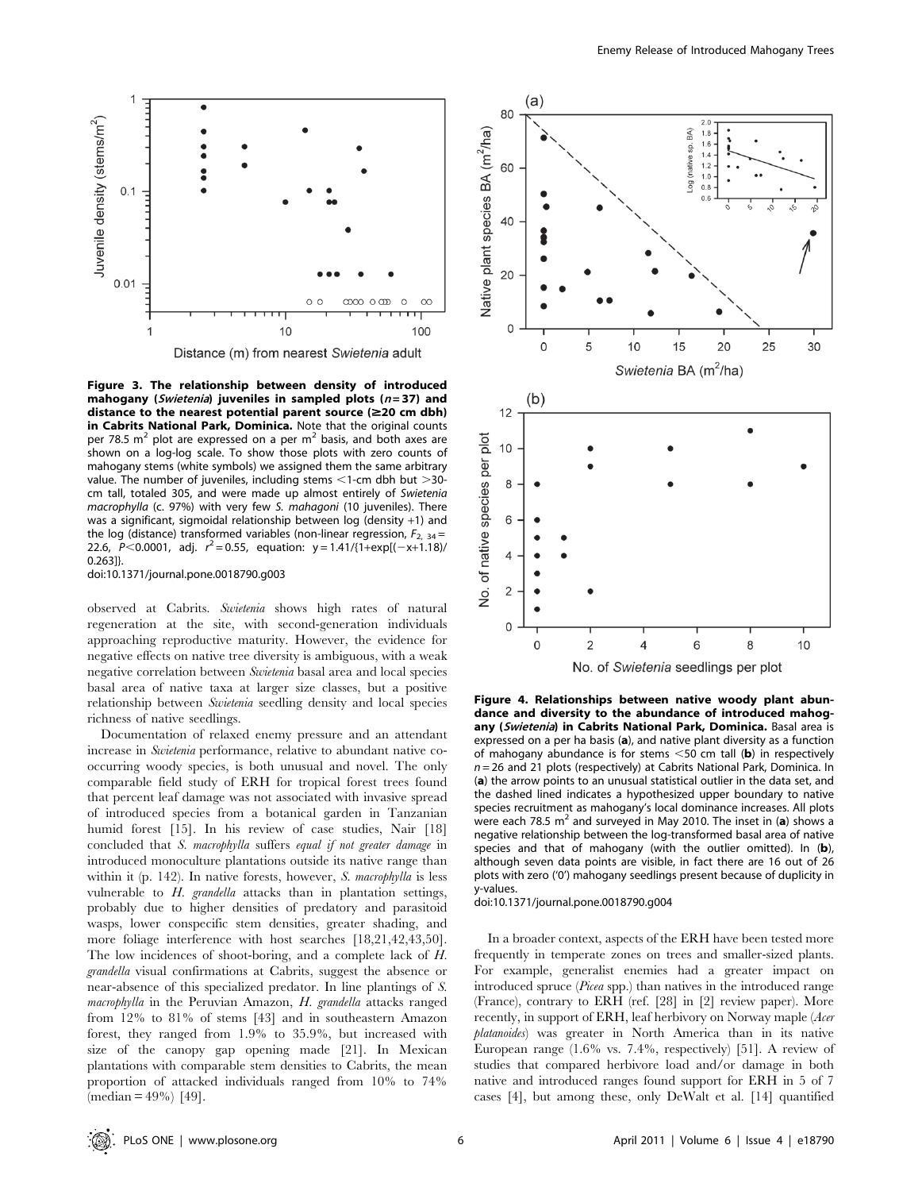**Figure 3. The relationship between density of introduced mahogany (*Swietenia*) juveniles in sampled plots ($n = 37$) and distance to the nearest potential parent source (≥20 cm dbh) in Cabrits National Park, Dominica.** Note that the original counts per 78.5 $m^2$ plot are expressed on a per $m^2$ basis, and both axes are shown on a log-log scale. To show those plots with zero counts of mahogany stems (white symbols) we assigned them the same arbitrary value. The number of juveniles, including stems <1-cm dbh but >30-cm tall, totaled 305, and were made up almost entirely of *Swietenia macrophylla* (c. 97%) with very few *S. mahagoni* (10 juveniles). There was a significant, sigmoidal relationship between log (density +1) and the log (distance) transformed variables (non-linear regression, $F_{2,\ 34} = 22.6$, $P < 0.0001$, adj. $r^2 = 0.55$, equation: $y = 1.41/\{1+\exp[(-x+1.18)/0.263]\}$.

doi:10.1371/journal.pone.0018790.g003

observed at Cabrits. *Swietenia* shows high rates of natural regeneration at the site, with second-generation individuals approaching reproductive maturity. However, the evidence for negative effects on native tree diversity is ambiguous, with a weak negative correlation between *Swietenia* basal area and local species basal area of native taxa at larger size classes, but a positive relationship between *Swietenia* seedling density and local species richness of native seedlings.

Documentation of relaxed enemy pressure and an attendant increase in *Swietenia* performance, relative to abundant native co-occurring woody species, is both unusual and novel. The only comparable field study of ERH for tropical forest trees found that percent leaf damage was not associated with invasive spread of introduced species from a botanical garden in Tanzanian humid forest [15]. In his review of case studies, Nair [18] concluded that *S. macrophylla* suffers *equal if not greater damage* in introduced monoculture plantations outside its native range than within it (p. 142). In native forests, however, *S. macrophylla* is less vulnerable to *H. grandella* attacks than in plantation settings, probably due to higher densities of predatory and parasitoid wasps, lower conspecific stem densities, greater shading, and more foliage interference with host searches [18,21,42,43,50]. The low incidences of shoot-boring, and a complete lack of *H. grandella* visual confirmations at Cabrits, suggest the absence or near-absence of this specialized predator. In line plantings of *S. macrophylla* in the Peruvian Amazon, *H. grandella* attacks ranged from 12% to 81% of stems [43] and in southeastern Amazon forest, they ranged from 1.9% to 35.9%, but increased with size of the canopy gap opening made [21]. In Mexican plantations with comparable stem densities to Cabrits, the mean proportion of attacked individuals ranged from 10% to 74% (median = 49%) [49].

**Figure 4. Relationships between native woody plant abundance and diversity to the abundance of introduced mahogany (*Swietenia*) in Cabrits National Park, Dominica.** Basal area is expressed on a per ha basis (**a**), and native plant diversity as a function of mahogany abundance is for stems <50 cm tall (**b**) in respectively $n = 26$ and 21 plots (respectively) at Cabrits National Park, Dominica. In (**a**) the arrow points to an unusual statistical outlier in the data set, and the dashed lined indicates a hypothesized upper boundary to native species recruitment as mahogany's local dominance increases. All plots were each 78.5 $m^2$ and surveyed in May 2010. The inset in (**a**) shows a negative relationship between the log-transformed basal area of native species and that of mahogany (with the outlier omitted). In (**b**), although seven data points are visible, in fact there are 16 out of 26 plots with zero ('0') mahogany seedlings present because of duplicity in y-values.

doi:10.1371/journal.pone.0018790.g004

In a broader context, aspects of the ERH have been tested more frequently in temperate zones on trees and smaller-sized plants. For example, generalist enemies had a greater impact on introduced spruce (*Picea* spp.) than natives in the introduced range (France), contrary to ERH (ref. [28] in [2] review paper). More recently, in support of ERH, leaf herbivory on Norway maple (*Acer platanoides*) was greater in North America than in its native European range (1.6% vs. 7.4%, respectively) [51]. A review of studies that compared herbivore load and/or damage in both native and introduced ranges found support for ERH in 5 of 7 cases [4], but among these, only DeWalt et al. [14] quantified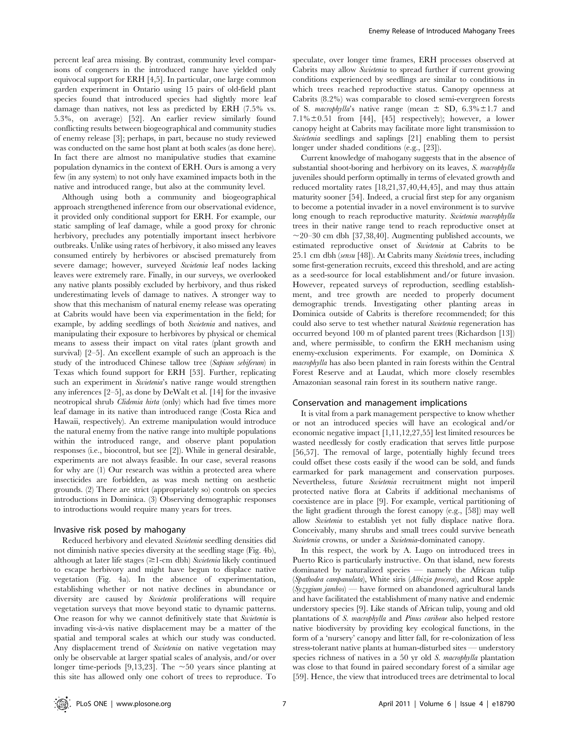percent leaf area missing. By contrast, community level comparisons of congeners in the introduced range have yielded only equivocal support for ERH [4,5]. In particular, one large common garden experiment in Ontario using 15 pairs of old-field plant species found that introduced species had slightly more leaf damage than natives, not less as predicted by ERH (7.5% vs. 5.3%, on average) [52]. An earlier review similarly found conflicting results between biogeographical and community studies of enemy release [3]; perhaps, in part, because no study reviewed was conducted on the same host plant at both scales (as done here). In fact there are almost no manipulative studies that examine population dynamics in the context of ERH. Ours is among a very few (in any system) to not only have examined impacts both in the native and introduced range, but also at the community level.

Although using both a community and biogeographical approach strengthened inference from our observational evidence, it provided only conditional support for ERH. For example, our static sampling of leaf damage, while a good proxy for chronic herbivory, precludes any potentially important insect herbivore outbreaks. Unlike using rates of herbivory, it also missed any leaves consumed entirely by herbivores or abscised prematurely from severe damage; however, surveyed *Swietenia* leaf nodes lacking leaves were extremely rare. Finally, in our surveys, we overlooked any native plants possibly excluded by herbivory, and thus risked underestimating levels of damage to natives. A stronger way to show that this mechanism of natural enemy release was operating at Cabrits would have been via experimentation in the field; for example, by adding seedlings of both *Swietenia* and natives, and manipulating their exposure to herbivores by physical or chemical means to assess their impact on vital rates (plant growth and survival) [2–5]. An excellent example of such an approach is the study of the introduced Chinese tallow tree (*Sapium sebiferum*) in Texas which found support for ERH [53]. Further, replicating such an experiment in *Swietenia*'s native range would strengthen any inferences [2–5], as done by DeWalt et al. [14] for the invasive neotropical shrub *Clidemia hirta* (only) which had five times more leaf damage in its native than introduced range (Costa Rica and Hawaii, respectively). An extreme manipulation would introduce the natural enemy from the native range into multiple populations within the introduced range, and observe plant population responses (i.e., biocontrol, but see [2]). While in general desirable, experiments are not always feasible. In our case, several reasons for why are (1) Our research was within a protected area where insecticides are forbidden, as was mesh netting on aesthetic grounds. (2) There are strict (appropriately so) controls on species introductions in Dominica. (3) Observing demographic responses to introductions would require many years for trees.

### Invasive risk posed by mahogany

Reduced herbivory and elevated *Swietenia* seedling densities did not diminish native species diversity at the seedling stage (Fig. 4b), although at later life stages (≥1-cm dbh) *Swietenia* likely continued to escape herbivory and might have begun to displace native vegetation (Fig. 4a). In the absence of experimentation, establishing whether or not native declines in abundance or diversity are caused by *Swietenia* proliferations will require vegetation surveys that move beyond static to dynamic patterns. One reason for why we cannot definitively state that *Swietenia* is invading vis-à-vis native displacement may be a matter of the spatial and temporal scales at which our study was conducted. Any displacement trend of *Swietenia* on native vegetation may only be observable at larger spatial scales of analysis, and/or over longer time-periods [9,13,23]. The ~50 years since planting at this site has allowed only one cohort of trees to reproduce. To speculate, over longer time frames, ERH processes observed at Cabrits may allow *Swietenia* to spread further if current growing conditions experienced by seedlings are similar to conditions in which trees reached reproductive status. Canopy openness at Cabrits (8.2%) was comparable to closed semi-evergreen forests of S. *macrophylla*'s native range (mean ± SD, 6.3%±1.7 and 7.1%±0.51 from [44], [45] respectively); however, a lower canopy height at Cabrits may facilitate more light transmission to *Swietenia* seedlings and saplings [21] enabling them to persist longer under shaded conditions (e.g., [23]).

Current knowledge of mahogany suggests that in the absence of substantial shoot-boring and herbivory on its leaves, *S. macrophylla* juveniles should perform optimally in terms of elevated growth and reduced mortality rates [18,21,37,40,44,45], and may thus attain maturity sooner [54]. Indeed, a crucial first step for any organism to become a potential invader in a novel environment is to survive long enough to reach reproductive maturity. *Swietenia macrophylla* trees in their native range tend to reach reproductive onset at ~20–30 cm dbh [37,38,40]. Augmenting published accounts, we estimated reproductive onset of *Swietenia* at Cabrits to be 25.1 cm dbh (*sensu* [48]). At Cabrits many *Swietenia* trees, including some first-generation recruits, exceed this threshold, and are acting as a seed-source for local establishment and/or future invasion. However, repeated surveys of reproduction, seedling establishment, and tree growth are needed to properly document demographic trends. Investigating other planting areas in Dominica outside of Cabrits is therefore recommended; for this could also serve to test whether natural *Swietenia* regeneration has occurred beyond 100 m of planted parent trees (Richardson [13]) and, where permissible, to confirm the ERH mechanism using enemy-exclusion experiments. For example, on Dominica *S. macrophylla* has also been planted in rain forests within the Central Forest Reserve and at Laudat, which more closely resembles Amazonian seasonal rain forest in its southern native range.

### Conservation and management implications

It is vital from a park management perspective to know whether or not an introduced species will have an ecological and/or economic negative impact [1,11,12,27,55] lest limited resources be wasted needlessly for costly eradication that serves little purpose [56,57]. The removal of large, potentially highly fecund trees could offset these costs easily if the wood can be sold, and funds earmarked for park management and conservation purposes. Nevertheless, future *Swietenia* recruitment might not imperil protected native flora at Cabrits if additional mechanisms of coexistence are in place [9]. For example, vertical partitioning of the light gradient through the forest canopy (e.g., [58]) may well allow *Swietenia* to establish yet not fully displace native flora. Conceivably, many shrubs and small trees could survive beneath *Swietenia* crowns, or under a *Swietenia*-dominated canopy.

In this respect, the work by A. Lugo on introduced trees in Puerto Rico is particularly instructive. On that island, new forests dominated by naturalized species — namely the African tulip (*Spathodea campanulata*), White siris (*Albizia procera*), and Rose apple (*Syzygium jambos*) — have formed on abandoned agricultural lands and have facilitated the establishment of many native and endemic understory species [9]. Like stands of African tulip, young and old plantations of *S. macrophylla* and *Pinus caribeae* also helped restore native biodiversity by providing key ecological functions, in the form of a 'nursery' canopy and litter fall, for re-colonization of less stress-tolerant native plants at human-disturbed sites — understory species richness of natives in a 50 yr old *S. macrophylla* plantation was close to that found in paired secondary forest of a similar age [59]. Hence, the view that introduced trees are detrimental to local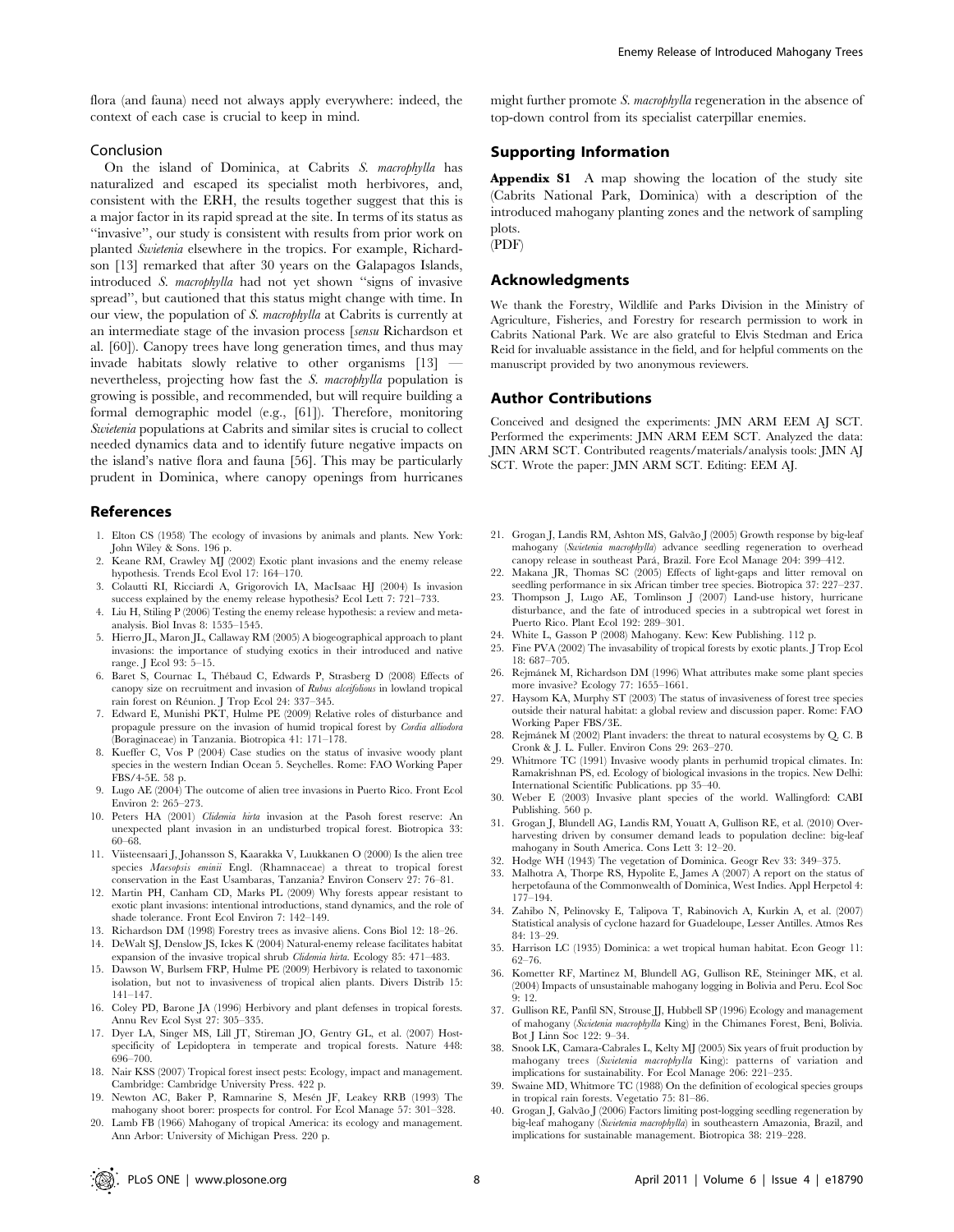flora (and fauna) need not always apply everywhere: indeed, the context of each case is crucial to keep in mind.

### Conclusion

On the island of Dominica, at Cabrits *S. macrophylla* has naturalized and escaped its specialist moth herbivores, and, consistent with the ERH, the results together suggest that this is a major factor in its rapid spread at the site. In terms of its status as "invasive", our study is consistent with results from prior work on planted *Swietenia* elsewhere in the tropics. For example, Richardson [13] remarked that after 30 years on the Galapagos Islands, introduced *S. macrophylla* had not yet shown "signs of invasive spread", but cautioned that this status might change with time. In our view, the population of *S. macrophylla* at Cabrits is currently at an intermediate stage of the invasion process [*sensu* Richardson et al. [60]). Canopy trees have long generation times, and thus may invade habitats slowly relative to other organisms [13] — nevertheless, projecting how fast the *S. macrophylla* population is growing is possible, and recommended, but will require building a formal demographic model (e.g., [61]). Therefore, monitoring *Swietenia* populations at Cabrits and similar sites is crucial to collect needed dynamics data and to identify future negative impacts on the island's native flora and fauna [56]. This may be particularly prudent in Dominica, where canopy openings from hurricanes might further promote *S. macrophylla* regeneration in the absence of top-down control from its specialist caterpillar enemies.

## Supporting Information

**Appendix S1** A map showing the location of the study site (Cabrits National Park, Dominica) with a description of the introduced mahogany planting zones and the network of sampling plots.
(PDF)

## Acknowledgments

We thank the Forestry, Wildlife and Parks Division in the Ministry of Agriculture, Fisheries, and Forestry for research permission to work in Cabrits National Park. We are also grateful to Elvis Stedman and Erica Reid for invaluable assistance in the field, and for helpful comments on the manuscript provided by two anonymous reviewers.

## Author Contributions

Conceived and designed the experiments: JMN ARM EEM AJ SCT. Performed the experiments: JMN ARM EEM SCT. Analyzed the data: JMN ARM SCT. Contributed reagents/materials/analysis tools: JMN AJ SCT. Wrote the paper: JMN ARM SCT. Editing: EEM AJ.

## References

1. Elton CS (1958) The ecology of invasions by animals and plants. New York: John Wiley & Sons. 196 p.
2. Keane RM, Crawley MJ (2002) Exotic plant invasions and the enemy release hypothesis. Trends Ecol Evol 17: 164–170.
3. Colautti RI, Ricciardi A, Grigorovich IA, MacIsaac HJ (2004) Is invasion success explained by the enemy release hypothesis? Ecol Lett 7: 721–733.
4. Liu H, Stiling P (2006) Testing the enemy release hypothesis: a review and meta-analysis. Biol Invas 8: 1535–1545.
5. Hierro JL, Maron JL, Callaway RM (2005) A biogeographical approach to plant invasions: the importance of studying exotics in their introduced and native range. J Ecol 93: 5–15.
6. Baret S, Cournac L, Thébaud C, Edwards P, Strasberg D (2008) Effects of canopy size on recruitment and invasion of *Rubus alceifolious* in lowland tropical rain forest on Réunion. J Trop Ecol 24: 337–345.
7. Edward E, Munishi PKT, Hulme PE (2009) Relative roles of disturbance and propagule pressure on the invasion of humid tropical forest by *Cordia alliodora* (Boraginaceae) in Tanzania. Biotropica 41: 171–178.
8. Kueffer C, Vos P (2004) Case studies on the status of invasive woody plant species in the western Indian Ocean 5. Seychelles. Rome: FAO Working Paper FBS/4-5E. 58 p.
9. Lugo AE (2004) The outcome of alien tree invasions in Puerto Rico. Front Ecol Environ 2: 265–273.
10. Peters HA (2001) *Clidemia hirta* invasion at the Pasoh forest reserve: An unexpected plant invasion in an undisturbed tropical forest. Biotropica 33: 60–68.
11. Viisteensaari J, Johansson S, Kaarakka V, Luukkanen O (2000) Is the alien tree species *Maesopsis eminii* Engl. (Rhamnaceae) a threat to tropical forest conservation in the East Usambaras, Tanzania? Environ Conserv 27: 76–81.
12. Martin PH, Canham CD, Marks PL (2009) Why forests appear resistant to exotic plant invasions: intentional introductions, stand dynamics, and the role of shade tolerance. Front Ecol Environ 7: 142–149.
13. Richardson DM (1998) Forestry trees as invasive aliens. Cons Biol 12: 18–26.
14. DeWalt SJ, Denslow JS, Ickes K (2004) Natural-enemy release facilitates habitat expansion of the invasive tropical shrub *Clidemia hirta*. Ecology 85: 471–483.
15. Dawson W, Burlsem FRP, Hulme PE (2009) Herbivory is related to taxonomic isolation, but not to invasiveness of tropical alien plants. Divers Distrib 15: 141–147.
16. Coley PD, Barone JA (1996) Herbivory and plant defenses in tropical forests. Annu Rev Ecol Syst 27: 305–335.
17. Dyer LA, Singer MS, Lill JT, Stireman JO, Gentry GL, et al. (2007) Host-specificity of Lepidoptera in temperate and tropical forests. Nature 448: 696–700.
18. Nair KSS (2007) Tropical forest insect pests: Ecology, impact and management. Cambridge: Cambridge University Press. 422 p.
19. Newton AC, Baker P, Ramnarine S, Mesén JF, Leakey RRB (1993) The mahogany shoot borer: prospects for control. For Ecol Manage 57: 301–328.
20. Lamb FB (1966) Mahogany of tropical America: its ecology and management. Ann Arbor: University of Michigan Press. 220 p.
21. Grogan J, Landis RM, Ashton MS, Galvão J (2005) Growth response by big-leaf mahogany (*Swietenia macrophylla*) advance seedling regeneration to overhead canopy release in southeast Pará, Brazil. Fore Ecol Manage 204: 399–412.
22. Makana JR, Thomas SC (2005) Effects of light-gaps and litter removal on seedling performance in six African timber tree species. Biotropica 37: 227–237.
23. Thompson J, Lugo AE, Tomlinson J (2007) Land-use history, hurricane disturbance, and the fate of introduced species in a subtropical wet forest in Puerto Rico. Plant Ecol 192: 289–301.
24. White L, Gasson P (2008) Mahogany. Kew: Kew Publishing. 112 p.
25. Fine PVA (2002) The invasibility of tropical forests by exotic plants. J Trop Ecol 18: 687–705.
26. Rejmánek M, Richardson DM (1996) What attributes make some plant species more invasive? Ecology 77: 1655–1661.
27. Haysom KA, Murphy ST (2003) The status of invasiveness of forest tree species outside their natural habitat: a global review and discussion paper. Rome: FAO Working Paper FBS/3E.
28. Rejmánek M (2002) Plant invaders: the threat to natural ecosystems by Q. C. B Cronk & J. L. Fuller. Environ Cons 29: 263–270.
29. Whitmore TC (1991) Invasive woody plants in perhumid tropical climates. In: Ramakrishnan PS, ed. Ecology of biological invasions in the tropics. New Delhi: International Scientific Publications. pp 35–40.
30. Weber E (2003) Invasive plant species of the world. Wallingford: CABI Publishing. 560 p.
31. Grogan J, Blundell AG, Landis RM, Youatt A, Gullison RE, et al. (2010) Over-harvesting driven by consumer demand leads to population decline: big-leaf mahogany in South America. Cons Lett 3: 12–20.
32. Hodge WH (1943) The vegetation of Dominica. Geogr Rev 33: 349–375.
33. Malhotra A, Thorpe RS, Hypolite E, James A (2007) A report on the status of herpetofauna of the Commonwealth of Dominica, West Indies. Appl Herpetol 4: 177–194.
34. Zahibo N, Pelinovsky E, Talipova T, Rabinovich A, Kurkin A, et al. (2007) Statistical analysis of cyclone hazard for Guadeloupe, Lesser Antilles. Atmos Res 84: 13–29.
35. Harrison LC (1935) Dominica: a wet tropical human habitat. Econ Geogr 11: 62–76.
36. Kometter RF, Martinez M, Blundell AG, Gullison RE, Steininger MK, et al. (2004) Impacts of unsustainable mahogany logging in Bolivia and Peru. Ecol Soc 9: 12.
37. Gullison RE, Panfil SN, Strouse JJ, Hubbell SP (1996) Ecology and management of mahogany (*Swietenia macrophylla* King) in the Chimanes Forest, Beni, Bolivia. Bot J Linn Soc 122: 9–34.
38. Snook LK, Camara-Cabrales L, Kelty MJ (2005) Six years of fruit production by mahogany trees (*Swietenia macrophylla* King): patterns of variation and implications for sustainability. For Ecol Manage 206: 221–235.
39. Swaine MD, Whitmore TC (1988) On the definition of ecological species groups in tropical rain forests. Vegetatio 75: 81–86.
40. Grogan J, Galvão J (2006) Factors limiting post-logging seedling regeneration by big-leaf mahogany (*Swietenia macrophylla*) in southeastern Amazonia, Brazil, and implications for sustainable management. Biotropica 38: 219–228.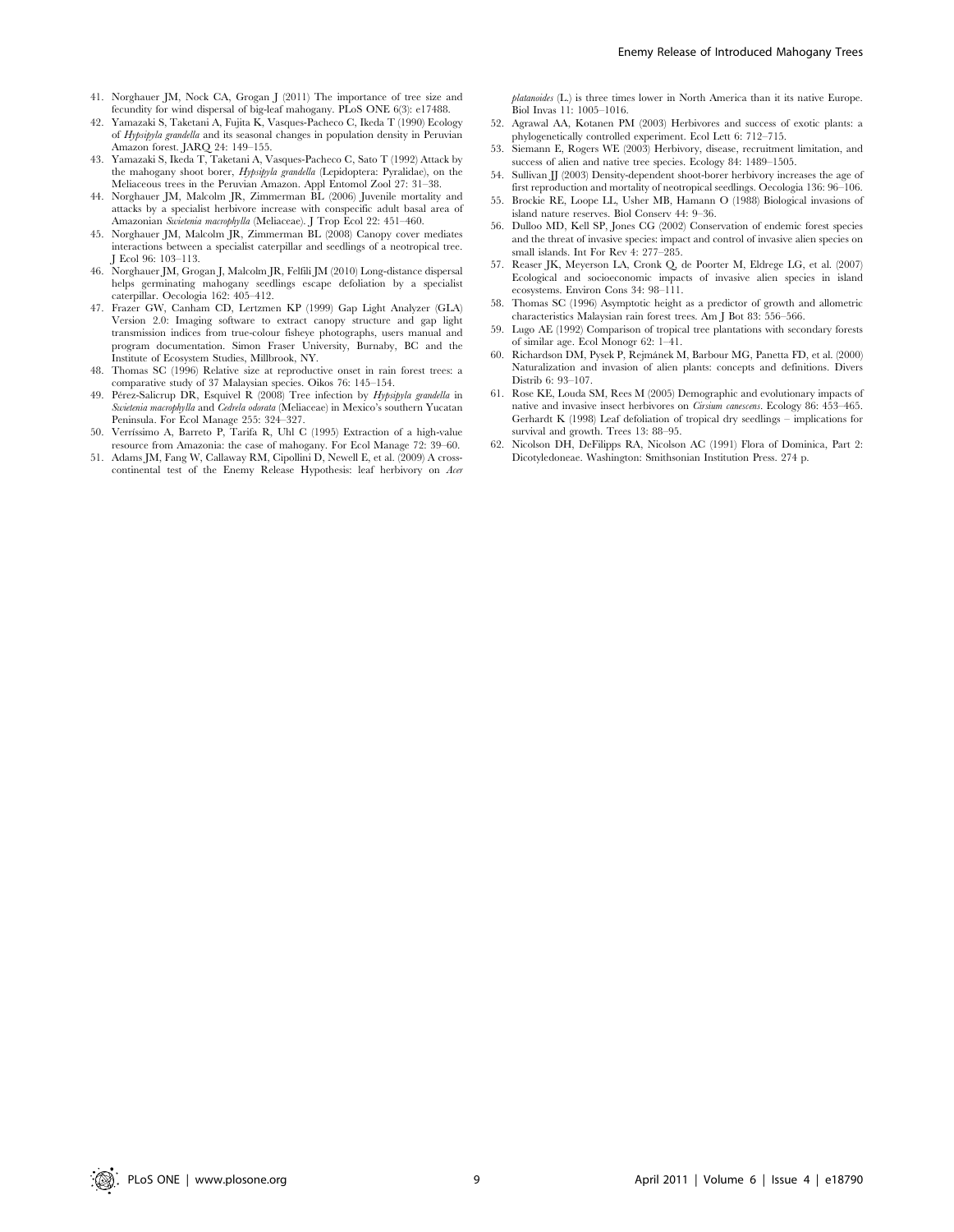41. Norghauer JM, Nock CA, Grogan J (2011) The importance of tree size and fecundity for wind dispersal of big-leaf mahogany. PLoS ONE 6(3): e17488.
42. Yamazaki S, Taketani A, Fujita K, Vasques-Pacheco C, Ikeda T (1990) Ecology of *Hypsipyla grandella* and its seasonal changes in population density in Peruvian Amazon forest. JARQ 24: 149–155.
43. Yamazaki S, Ikeda T, Taketani A, Vasques-Pacheco C, Sato T (1992) Attack by the mahogany shoot borer, *Hypsipyla grandella* (Lepidoptera: Pyralidae), on the Meliaceous trees in the Peruvian Amazon. Appl Entomol Zool 27: 31–38.
44. Norghauer JM, Malcolm JR, Zimmerman BL (2006) Juvenile mortality and attacks by a specialist herbivore increase with conspecific adult basal area of Amazonian *Swietenia macrophylla* (Meliaceae). J Trop Ecol 22: 451–460.
45. Norghauer JM, Malcolm JR, Zimmerman BL (2008) Canopy cover mediates interactions between a specialist caterpillar and seedlings of a neotropical tree. J Ecol 96: 103–113.
46. Norghauer JM, Grogan J, Malcolm JR, Felfili JM (2010) Long-distance dispersal helps germinating mahogany seedlings escape defoliation by a specialist caterpillar. Oecologia 162: 405–412.
47. Frazer GW, Canham CD, Lertzmen KP (1999) Gap Light Analyzer (GLA) Version 2.0: Imaging software to extract canopy structure and gap light transmission indices from true-colour fisheye photographs, users manual and program documentation. Simon Fraser University, Burnaby, BC and the Institute of Ecosystem Studies, Millbrook, NY.
48. Thomas SC (1996) Relative size at reproductive onset in rain forest trees: a comparative study of 37 Malaysian species. Oikos 76: 145–154.
49. Pérez-Salicrup DR, Esquivel R (2008) Tree infection by *Hypsipyla grandella* in *Swietenia macrophylla* and *Cedrela odorata* (Meliaceae) in Mexico's southern Yucatan Peninsula. For Ecol Manage 255: 324–327.
50. Verríssimo A, Barreto P, Tarifa R, Uhl C (1995) Extraction of a high-value resource from Amazonia: the case of mahogany. For Ecol Manage 72: 39–60.
51. Adams JM, Fang W, Callaway RM, Cipollini D, Newell E, et al. (2009) A cross-continental test of the Enemy Release Hypothesis: leaf herbivory on *Acer platanoides* (L.) is three times lower in North America than it its native Europe. Biol Invas 11: 1005–1016.
52. Agrawal AA, Kotanen PM (2003) Herbivores and success of exotic plants: a phylogenetically controlled experiment. Ecol Lett 6: 712–715.
53. Siemann E, Rogers WE (2003) Herbivory, disease, recruitment limitation, and success of alien and native tree species. Ecology 84: 1489–1505.
54. Sullivan JJ (2003) Density-dependent shoot-borer herbivory increases the age of first reproduction and mortality of neotropical seedlings. Oecologia 136: 96–106.
55. Brockie RE, Loope LL, Usher MB, Hamann O (1988) Biological invasions of island nature reserves. Biol Conserv 44: 9–36.
56. Dulloo MD, Kell SP, Jones CG (2002) Conservation of endemic forest species and the threat of invasive species: impact and control of invasive alien species on small islands. Int For Rev 4: 277–285.
57. Reaser JK, Meyerson LA, Cronk Q, de Poorter M, Eldrege LG, et al. (2007) Ecological and socioeconomic impacts of invasive alien species in island ecosystems. Environ Cons 34: 98–111.
58. Thomas SC (1996) Asymptotic height as a predictor of growth and allometric characteristics Malaysian rain forest trees. Am J Bot 83: 556–566.
59. Lugo AE (1992) Comparison of tropical tree plantations with secondary forests of similar age. Ecol Monogr 62: 1–41.
60. Richardson DM, Pysek P, Rejmánek M, Barbour MG, Panetta FD, et al. (2000) Naturalization and invasion of alien plants: concepts and definitions. Divers Distrib 6: 93–107.
61. Rose KE, Louda SM, Rees M (2005) Demographic and evolutionary impacts of native and invasive insect herbivores on *Cirsium canescens*. Ecology 86: 453–465. Gerhardt K (1998) Leaf defoliation of tropical dry seedlings – implications for survival and growth. Trees 13: 88–95.
62. Nicolson DH, DeFilipps RA, Nicolson AC (1991) Flora of Dominica, Part 2: Dicotyledoneae. Washington: Smithsonian Institution Press. 274 p.